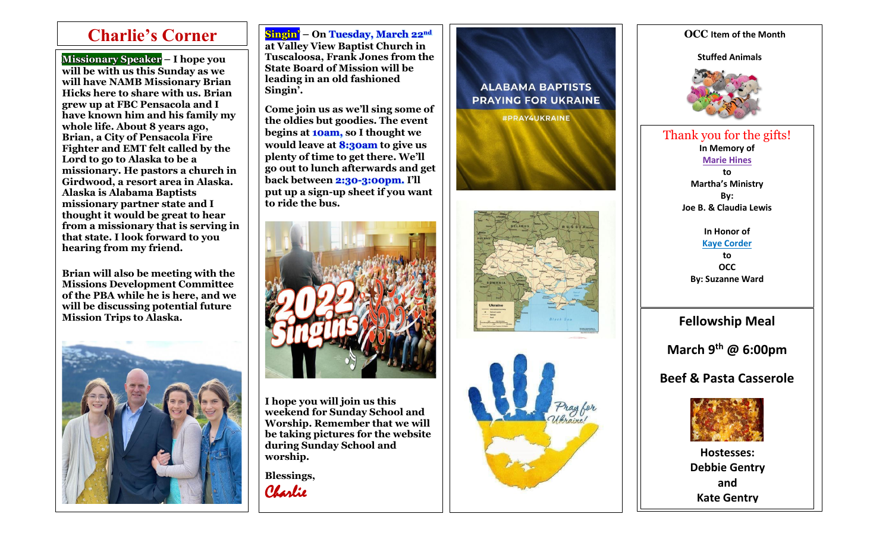# Charlie's Corner

**Missionary Speaker – I hope you will be with us this Sunday as we will have NAMB Missionary Brian Hicks here to share with us. Brian grew up at FBC Pensacola and I have known him and his family my whole life. About 8 years ago, Brian, a City of Pensacola Fire Fighter and EMT felt called by the Lord to go to Alaska to be a missionary. He pastors a church in Girdwood, a resort area in Alaska. Alaska is Alabama Baptists missionary partner state and I thought it would be great to hear from a missionary that is serving in that state. I look forward to you hearing from my friend.**

**Brian will also be meeting with the Missions Development Committee of the PBA while he is here, and we will be discussing potential future Mission Trips to Alaska.**

**Singin' – On Tuesday, March 22nd at Valley View Baptist Church in Tuscaloosa, Frank Jones from the State Board of Mission will be leading in an old fashioned Singin'.**

**Come join us as we'll sing some of the oldies but goodies. The event begins at 10am, so I thought we would leave at 8:30am to give us plenty of time to get there. We'll go out to lunch afterwards and get back between 2:30-3:00pm. I'll put up a sign-up sheet if you want to ride the bus.**

**I hope you will join us this weekend for Sunday School and Worship. Remember that we will be taking pictures for the website during Sunday School and worship.**

**Blessings,**

*Charlie*

ALABAMA BAPTISTS PRAYING FOR UKRAINE

#PRAY4UKRAINE

Pray for Ukraine!

**OCC Item of the Month**

**Stuffed Animals**

## Thank you for the gifts!

**In Memory of**
**Marie Hines**
**to**
**Martha's Ministry**
**By:**
**Joe B. & Claudia Lewis**

**In Honor of**
**Kaye Corder**
**to**
**OCC**
**By: Suzanne Ward**

## Fellowship Meal

**March 9th @ 6:00pm**

**Beef & Pasta Casserole**

**Hostesses:**
**Debbie Gentry**
**and**
**Kate Gentry**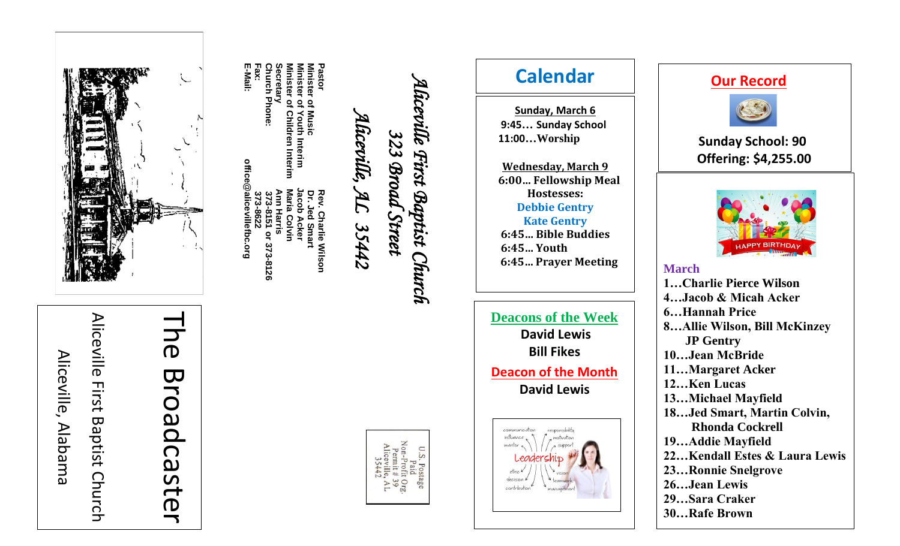# The Broadcaster

Aliceville First Baptist Church

Aliceville, Alabama

*Aliceville First Baptist Church*

*323 Broad Street*

*Aliceville, AL 35442*

**Pastor** Rev. Charlie Wilson
**Minister of Music** Dr. Jed Smart
**Minister of Youth Interim** Jacob Acker
**Minister of Children Interim** Maria Colvin
**Secretary** Ann Harris
**Church Phone:** 373-8151 or 373-8126
**Fax:** 373-8622
**E-Mail:** office@alicevillefbc.org

U.S. Postage
Paid
Non-Profit Org.
Permit # 39
Aliceville, AL
35442

## Calendar

**Sunday, March 6**
9:45… Sunday School
11:00…Worship

**Wednesday, March 9**
6:00… Fellowship Meal
Hostesses:
Debbie Gentry
Kate Gentry
6:45… Bible Buddies
6:45… Youth
6:45… Prayer Meeting

## Deacons of the Week

David Lewis
Bill Fikes

## Deacon of the Month

David Lewis

## Our Record

**Sunday School: 90**
**Offering: $4,255.00**

HAPPY BIRTHDAY

**March**

1…Charlie Pierce Wilson
4…Jacob & Micah Acker
6…Hannah Price
8…Allie Wilson, Bill McKinzey
JP Gentry
10…Jean McBride
11…Margaret Acker
12…Ken Lucas
13…Michael Mayfield
18…Jed Smart, Martin Colvin,
Rhonda Cockrell
19…Addie Mayfield
22…Kendall Estes & Laura Lewis
23…Ronnie Snelgrove
26…Jean Lewis
29…Sara Craker
30…Rafe Brown